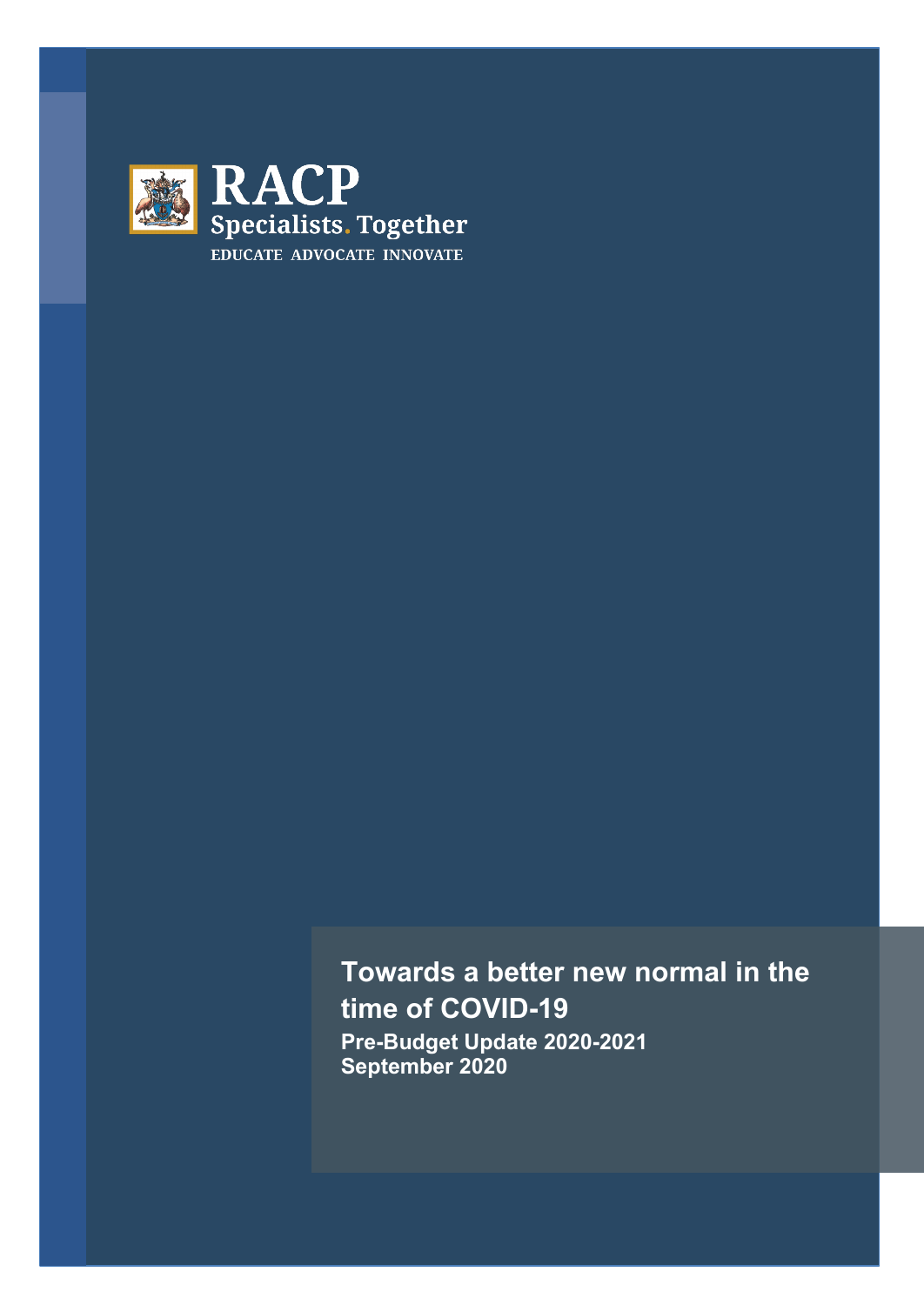RACP

Specialists. Together

EDUCATE ADVOCATE INNOVATE

# Towards a better new normal in the time of COVID-19

**Pre-Budget Update 2020-2021**
**September 2020**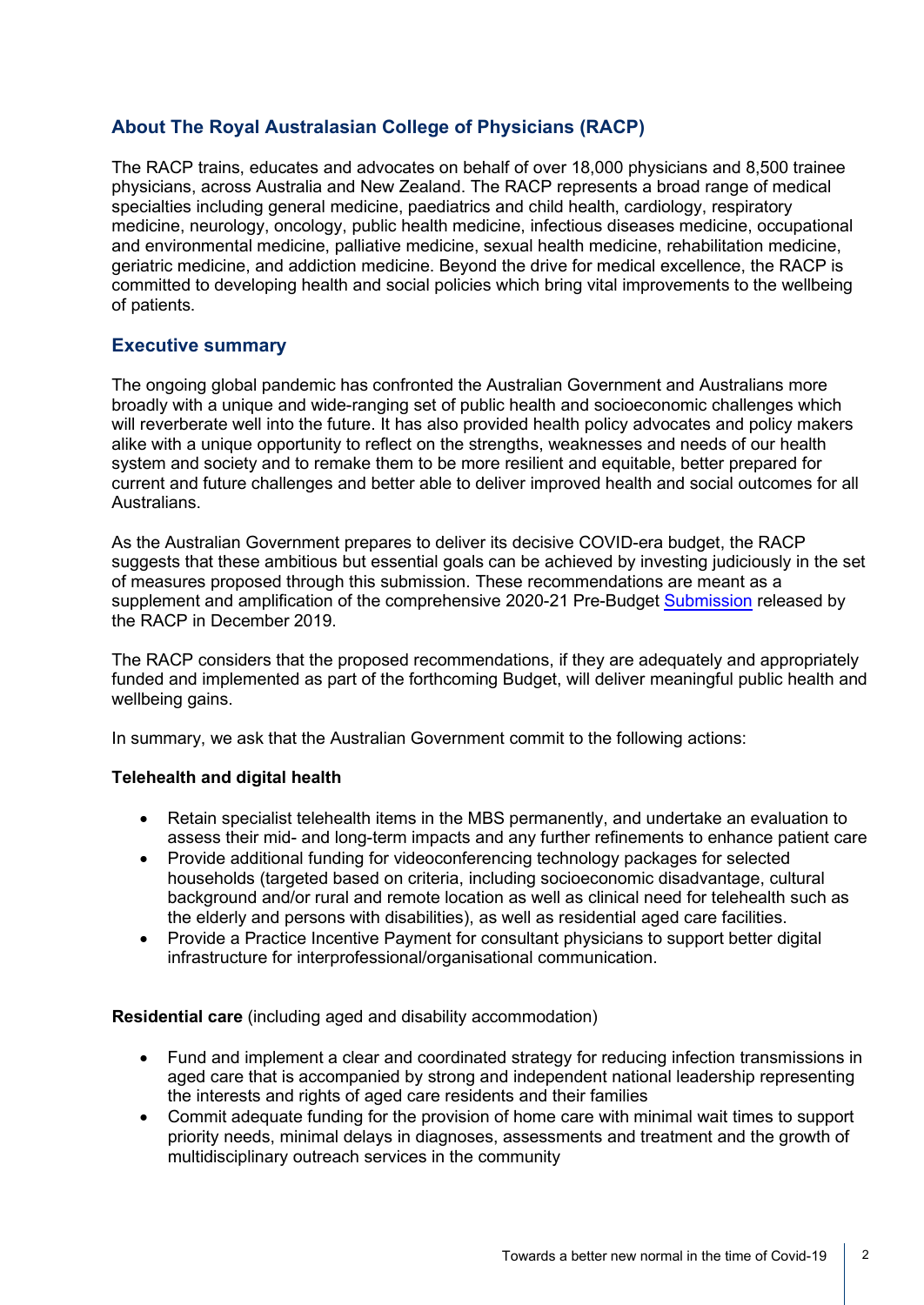## About The Royal Australasian College of Physicians (RACP)

The RACP trains, educates and advocates on behalf of over 18,000 physicians and 8,500 trainee physicians, across Australia and New Zealand. The RACP represents a broad range of medical specialties including general medicine, paediatrics and child health, cardiology, respiratory medicine, neurology, oncology, public health medicine, infectious diseases medicine, occupational and environmental medicine, palliative medicine, sexual health medicine, rehabilitation medicine, geriatric medicine, and addiction medicine. Beyond the drive for medical excellence, the RACP is committed to developing health and social policies which bring vital improvements to the wellbeing of patients.

## Executive summary

The ongoing global pandemic has confronted the Australian Government and Australians more broadly with a unique and wide-ranging set of public health and socioeconomic challenges which will reverberate well into the future. It has also provided health policy advocates and policy makers alike with a unique opportunity to reflect on the strengths, weaknesses and needs of our health system and society and to remake them to be more resilient and equitable, better prepared for current and future challenges and better able to deliver improved health and social outcomes for all Australians.

As the Australian Government prepares to deliver its decisive COVID-era budget, the RACP suggests that these ambitious but essential goals can be achieved by investing judiciously in the set of measures proposed through this submission. These recommendations are meant as a supplement and amplification of the comprehensive 2020-21 Pre-Budget Submission released by the RACP in December 2019.

The RACP considers that the proposed recommendations, if they are adequately and appropriately funded and implemented as part of the forthcoming Budget, will deliver meaningful public health and wellbeing gains.

In summary, we ask that the Australian Government commit to the following actions:

**Telehealth and digital health**

- Retain specialist telehealth items in the MBS permanently, and undertake an evaluation to assess their mid- and long-term impacts and any further refinements to enhance patient care
- Provide additional funding for videoconferencing technology packages for selected households (targeted based on criteria, including socioeconomic disadvantage, cultural background and/or rural and remote location as well as clinical need for telehealth such as the elderly and persons with disabilities), as well as residential aged care facilities.
- Provide a Practice Incentive Payment for consultant physicians to support better digital infrastructure for interprofessional/organisational communication.

**Residential care** (including aged and disability accommodation)

- Fund and implement a clear and coordinated strategy for reducing infection transmissions in aged care that is accompanied by strong and independent national leadership representing the interests and rights of aged care residents and their families
- Commit adequate funding for the provision of home care with minimal wait times to support priority needs, minimal delays in diagnoses, assessments and treatment and the growth of multidisciplinary outreach services in the community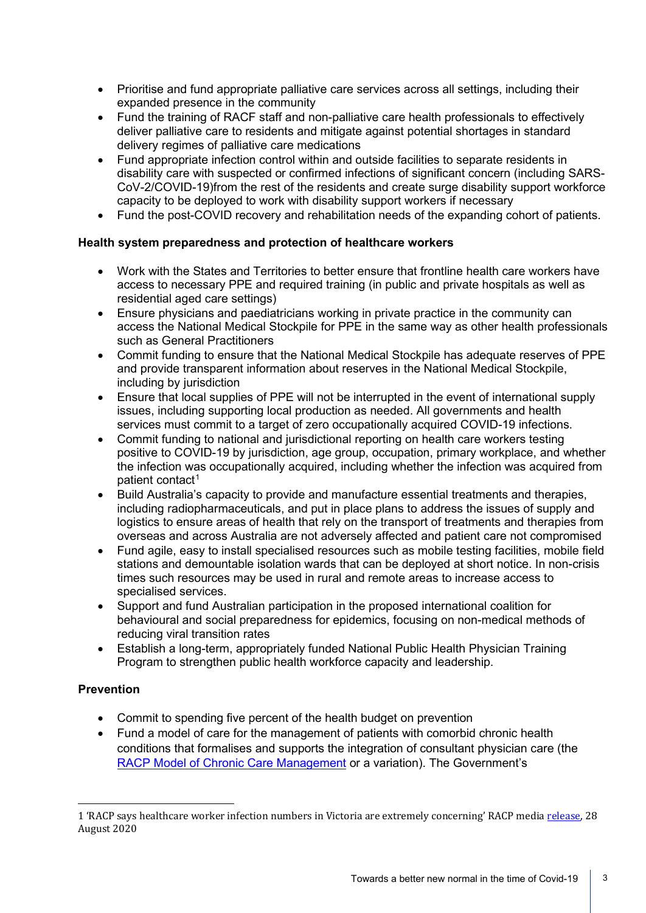- Prioritise and fund appropriate palliative care services across all settings, including their expanded presence in the community
- Fund the training of RACF staff and non-palliative care health professionals to effectively deliver palliative care to residents and mitigate against potential shortages in standard delivery regimes of palliative care medications
- Fund appropriate infection control within and outside facilities to separate residents in disability care with suspected or confirmed infections of significant concern (including SARS-CoV-2/COVID-19)from the rest of the residents and create surge disability support workforce capacity to be deployed to work with disability support workers if necessary
- Fund the post-COVID recovery and rehabilitation needs of the expanding cohort of patients.

**Health system preparedness and protection of healthcare workers**

- Work with the States and Territories to better ensure that frontline health care workers have access to necessary PPE and required training (in public and private hospitals as well as residential aged care settings)
- Ensure physicians and paediatricians working in private practice in the community can access the National Medical Stockpile for PPE in the same way as other health professionals such as General Practitioners
- Commit funding to ensure that the National Medical Stockpile has adequate reserves of PPE and provide transparent information about reserves in the National Medical Stockpile, including by jurisdiction
- Ensure that local supplies of PPE will not be interrupted in the event of international supply issues, including supporting local production as needed. All governments and health services must commit to a target of zero occupationally acquired COVID-19 infections.
- Commit funding to national and jurisdictional reporting on health care workers testing positive to COVID-19 by jurisdiction, age group, occupation, primary workplace, and whether the infection was occupationally acquired, including whether the infection was acquired from patient contact[1]
- Build Australia's capacity to provide and manufacture essential treatments and therapies, including radiopharmaceuticals, and put in place plans to address the issues of supply and logistics to ensure areas of health that rely on the transport of treatments and therapies from overseas and across Australia are not adversely affected and patient care not compromised
- Fund agile, easy to install specialised resources such as mobile testing facilities, mobile field stations and demountable isolation wards that can be deployed at short notice. In non-crisis times such resources may be used in rural and remote areas to increase access to specialised services.
- Support and fund Australian participation in the proposed international coalition for behavioural and social preparedness for epidemics, focusing on non-medical methods of reducing viral transition rates
- Establish a long-term, appropriately funded National Public Health Physician Training Program to strengthen public health workforce capacity and leadership.

**Prevention**

- Commit to spending five percent of the health budget on prevention
- Fund a model of care for the management of patients with comorbid chronic health conditions that formalises and supports the integration of consultant physician care (the RACP Model of Chronic Care Management or a variation). The Government's

---

1 'RACP says healthcare worker infection numbers in Victoria are extremely concerning' RACP media release, 28 August 2020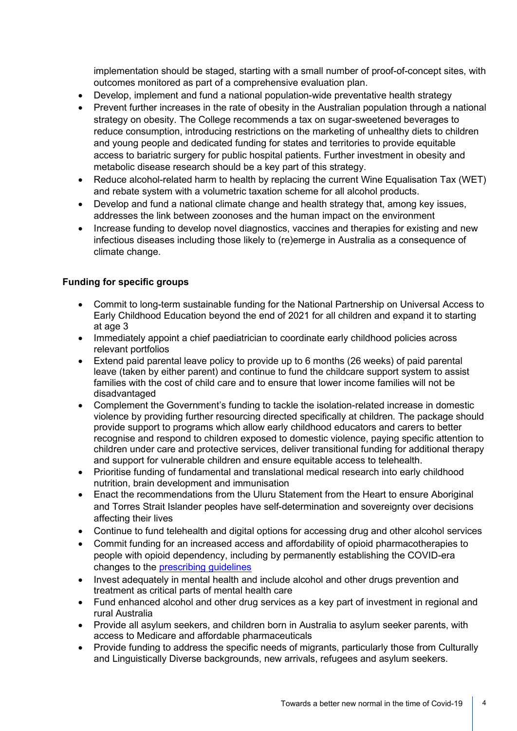implementation should be staged, starting with a small number of proof-of-concept sites, with outcomes monitored as part of a comprehensive evaluation plan.

- Develop, implement and fund a national population-wide preventative health strategy
- Prevent further increases in the rate of obesity in the Australian population through a national strategy on obesity. The College recommends a tax on sugar-sweetened beverages to reduce consumption, introducing restrictions on the marketing of unhealthy diets to children and young people and dedicated funding for states and territories to provide equitable access to bariatric surgery for public hospital patients. Further investment in obesity and metabolic disease research should be a key part of this strategy.
- Reduce alcohol-related harm to health by replacing the current Wine Equalisation Tax (WET) and rebate system with a volumetric taxation scheme for all alcohol products.
- Develop and fund a national climate change and health strategy that, among key issues, addresses the link between zoonoses and the human impact on the environment
- Increase funding to develop novel diagnostics, vaccines and therapies for existing and new infectious diseases including those likely to (re)emerge in Australia as a consequence of climate change.

**Funding for specific groups**

- Commit to long-term sustainable funding for the National Partnership on Universal Access to Early Childhood Education beyond the end of 2021 for all children and expand it to starting at age 3
- Immediately appoint a chief paediatrician to coordinate early childhood policies across relevant portfolios
- Extend paid parental leave policy to provide up to 6 months (26 weeks) of paid parental leave (taken by either parent) and continue to fund the childcare support system to assist families with the cost of child care and to ensure that lower income families will not be disadvantaged
- Complement the Government's funding to tackle the isolation-related increase in domestic violence by providing further resourcing directed specifically at children. The package should provide support to programs which allow early childhood educators and carers to better recognise and respond to children exposed to domestic violence, paying specific attention to children under care and protective services, deliver transitional funding for additional therapy and support for vulnerable children and ensure equitable access to telehealth.
- Prioritise funding of fundamental and translational medical research into early childhood nutrition, brain development and immunisation
- Enact the recommendations from the Uluru Statement from the Heart to ensure Aboriginal and Torres Strait Islander peoples have self-determination and sovereignty over decisions affecting their lives
- Continue to fund telehealth and digital options for accessing drug and other alcohol services
- Commit funding for an increased access and affordability of opioid pharmacotherapies to people with opioid dependency, including by permanently establishing the COVID-era changes to the prescribing guidelines
- Invest adequately in mental health and include alcohol and other drugs prevention and treatment as critical parts of mental health care
- Fund enhanced alcohol and other drug services as a key part of investment in regional and rural Australia
- Provide all asylum seekers, and children born in Australia to asylum seeker parents, with access to Medicare and affordable pharmaceuticals
- Provide funding to address the specific needs of migrants, particularly those from Culturally and Linguistically Diverse backgrounds, new arrivals, refugees and asylum seekers.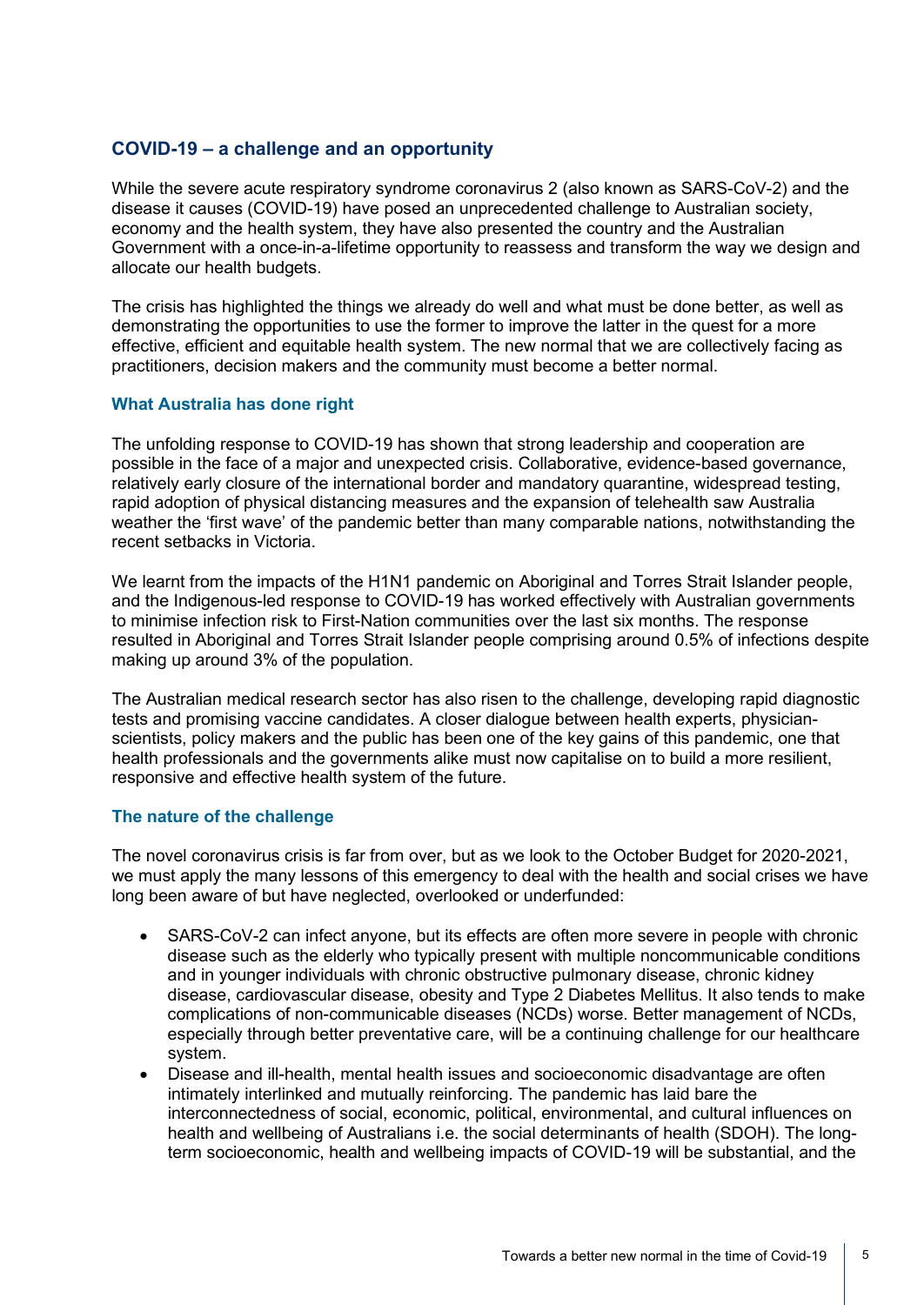## COVID-19 – a challenge and an opportunity

While the severe acute respiratory syndrome coronavirus 2 (also known as SARS-CoV-2) and the disease it causes (COVID-19) have posed an unprecedented challenge to Australian society, economy and the health system, they have also presented the country and the Australian Government with a once-in-a-lifetime opportunity to reassess and transform the way we design and allocate our health budgets.

The crisis has highlighted the things we already do well and what must be done better, as well as demonstrating the opportunities to use the former to improve the latter in the quest for a more effective, efficient and equitable health system. The new normal that we are collectively facing as practitioners, decision makers and the community must become a better normal.

### What Australia has done right

The unfolding response to COVID-19 has shown that strong leadership and cooperation are possible in the face of a major and unexpected crisis. Collaborative, evidence-based governance, relatively early closure of the international border and mandatory quarantine, widespread testing, rapid adoption of physical distancing measures and the expansion of telehealth saw Australia weather the 'first wave' of the pandemic better than many comparable nations, notwithstanding the recent setbacks in Victoria.

We learnt from the impacts of the H1N1 pandemic on Aboriginal and Torres Strait Islander people, and the Indigenous-led response to COVID-19 has worked effectively with Australian governments to minimise infection risk to First-Nation communities over the last six months. The response resulted in Aboriginal and Torres Strait Islander people comprising around 0.5% of infections despite making up around 3% of the population.

The Australian medical research sector has also risen to the challenge, developing rapid diagnostic tests and promising vaccine candidates. A closer dialogue between health experts, physician-scientists, policy makers and the public has been one of the key gains of this pandemic, one that health professionals and the governments alike must now capitalise on to build a more resilient, responsive and effective health system of the future.

### The nature of the challenge

The novel coronavirus crisis is far from over, but as we look to the October Budget for 2020-2021, we must apply the many lessons of this emergency to deal with the health and social crises we have long been aware of but have neglected, overlooked or underfunded:

- SARS-CoV-2 can infect anyone, but its effects are often more severe in people with chronic disease such as the elderly who typically present with multiple noncommunicable conditions and in younger individuals with chronic obstructive pulmonary disease, chronic kidney disease, cardiovascular disease, obesity and Type 2 Diabetes Mellitus. It also tends to make complications of non-communicable diseases (NCDs) worse. Better management of NCDs, especially through better preventative care, will be a continuing challenge for our healthcare system.
- Disease and ill-health, mental health issues and socioeconomic disadvantage are often intimately interlinked and mutually reinforcing. The pandemic has laid bare the interconnectedness of social, economic, political, environmental, and cultural influences on health and wellbeing of Australians i.e. the social determinants of health (SDOH). The long-term socioeconomic, health and wellbeing impacts of COVID-19 will be substantial, and the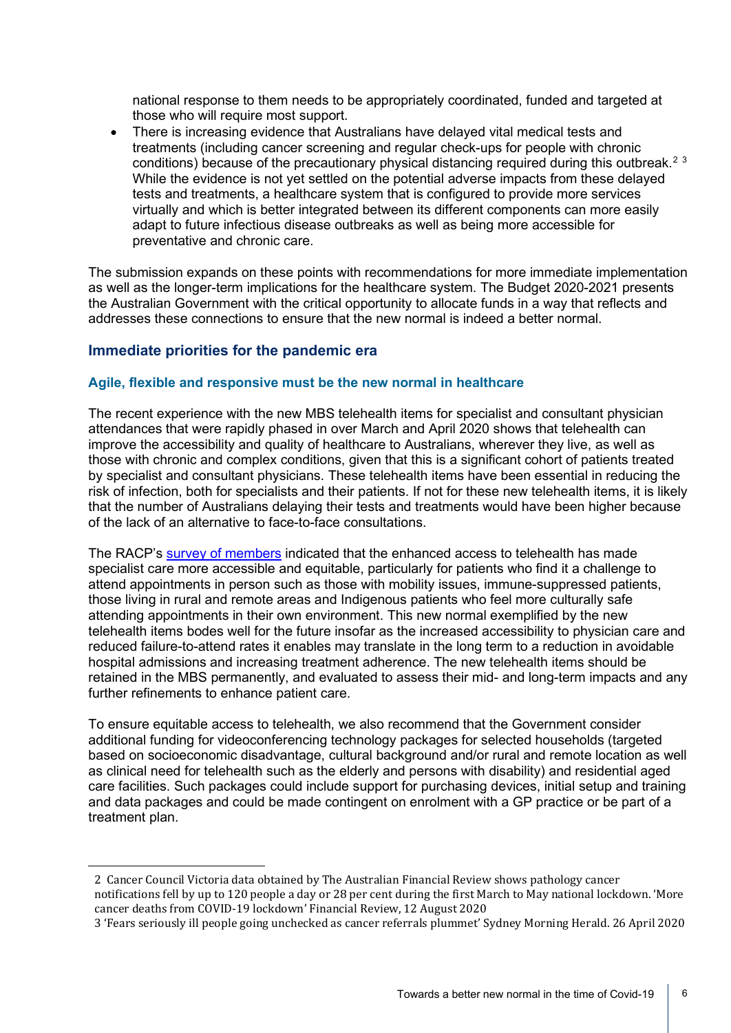national response to them needs to be appropriately coordinated, funded and targeted at those who will require most support.

- There is increasing evidence that Australians have delayed vital medical tests and treatments (including cancer screening and regular check-ups for people with chronic conditions) because of the precautionary physical distancing required during this outbreak.[2] [3] While the evidence is not yet settled on the potential adverse impacts from these delayed tests and treatments, a healthcare system that is configured to provide more services virtually and which is better integrated between its different components can more easily adapt to future infectious disease outbreaks as well as being more accessible for preventative and chronic care.

The submission expands on these points with recommendations for more immediate implementation as well as the longer-term implications for the healthcare system. The Budget 2020-2021 presents the Australian Government with the critical opportunity to allocate funds in a way that reflects and addresses these connections to ensure that the new normal is indeed a better normal.

## Immediate priorities for the pandemic era

### Agile, flexible and responsive must be the new normal in healthcare

The recent experience with the new MBS telehealth items for specialist and consultant physician attendances that were rapidly phased in over March and April 2020 shows that telehealth can improve the accessibility and quality of healthcare to Australians, wherever they live, as well as those with chronic and complex conditions, given that this is a significant cohort of patients treated by specialist and consultant physicians. These telehealth items have been essential in reducing the risk of infection, both for specialists and their patients. If not for these new telehealth items, it is likely that the number of Australians delaying their tests and treatments would have been higher because of the lack of an alternative to face-to-face consultations.

The RACP's survey of members indicated that the enhanced access to telehealth has made specialist care more accessible and equitable, particularly for patients who find it a challenge to attend appointments in person such as those with mobility issues, immune-suppressed patients, those living in rural and remote areas and Indigenous patients who feel more culturally safe attending appointments in their own environment. This new normal exemplified by the new telehealth items bodes well for the future insofar as the increased accessibility to physician care and reduced failure-to-attend rates it enables may translate in the long term to a reduction in avoidable hospital admissions and increasing treatment adherence. The new telehealth items should be retained in the MBS permanently, and evaluated to assess their mid- and long-term impacts and any further refinements to enhance patient care.

To ensure equitable access to telehealth, we also recommend that the Government consider additional funding for videoconferencing technology packages for selected households (targeted based on socioeconomic disadvantage, cultural background and/or rural and remote location as well as clinical need for telehealth such as the elderly and persons with disability) and residential aged care facilities. Such packages could include support for purchasing devices, initial setup and training and data packages and could be made contingent on enrolment with a GP practice or be part of a treatment plan.

---

2 Cancer Council Victoria data obtained by The Australian Financial Review shows pathology cancer notifications fell by up to 120 people a day or 28 per cent during the first March to May national lockdown. 'More cancer deaths from COVID-19 lockdown' Financial Review, 12 August 2020

3 'Fears seriously ill people going unchecked as cancer referrals plummet' Sydney Morning Herald. 26 April 2020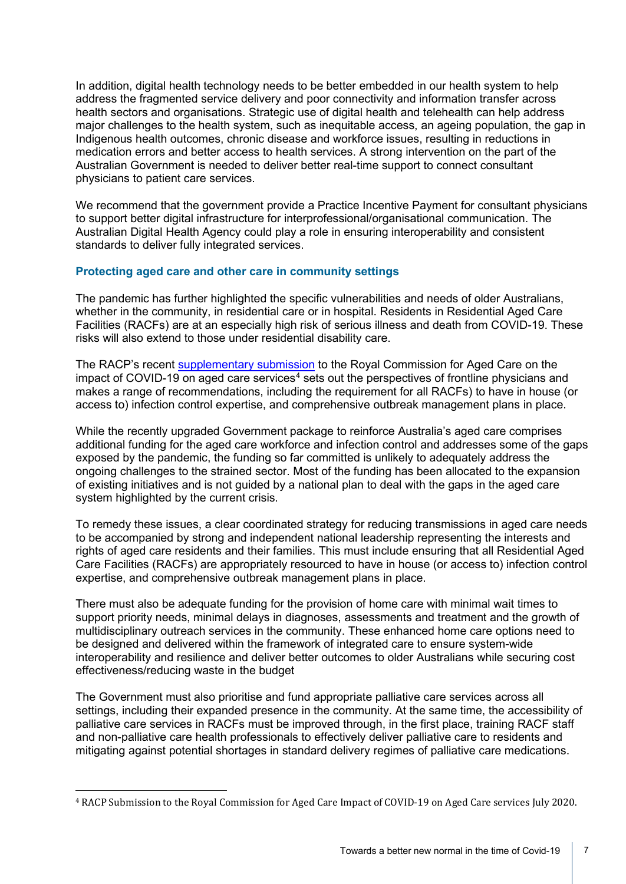In addition, digital health technology needs to be better embedded in our health system to help address the fragmented service delivery and poor connectivity and information transfer across health sectors and organisations. Strategic use of digital health and telehealth can help address major challenges to the health system, such as inequitable access, an ageing population, the gap in Indigenous health outcomes, chronic disease and workforce issues, resulting in reductions in medication errors and better access to health services. A strong intervention on the part of the Australian Government is needed to deliver better real-time support to connect consultant physicians to patient care services.

We recommend that the government provide a Practice Incentive Payment for consultant physicians to support better digital infrastructure for interprofessional/organisational communication. The Australian Digital Health Agency could play a role in ensuring interoperability and consistent standards to deliver fully integrated services.

### Protecting aged care and other care in community settings

The pandemic has further highlighted the specific vulnerabilities and needs of older Australians, whether in the community, in residential care or in hospital. Residents in Residential Aged Care Facilities (RACFs) are at an especially high risk of serious illness and death from COVID-19. These risks will also extend to those under residential disability care.

The RACP's recent supplementary submission to the Royal Commission for Aged Care on the impact of COVID-19 on aged care services[4] sets out the perspectives of frontline physicians and makes a range of recommendations, including the requirement for all RACFs) to have in house (or access to) infection control expertise, and comprehensive outbreak management plans in place.

While the recently upgraded Government package to reinforce Australia's aged care comprises additional funding for the aged care workforce and infection control and addresses some of the gaps exposed by the pandemic, the funding so far committed is unlikely to adequately address the ongoing challenges to the strained sector. Most of the funding has been allocated to the expansion of existing initiatives and is not guided by a national plan to deal with the gaps in the aged care system highlighted by the current crisis.

To remedy these issues, a clear coordinated strategy for reducing transmissions in aged care needs to be accompanied by strong and independent national leadership representing the interests and rights of aged care residents and their families. This must include ensuring that all Residential Aged Care Facilities (RACFs) are appropriately resourced to have in house (or access to) infection control expertise, and comprehensive outbreak management plans in place.

There must also be adequate funding for the provision of home care with minimal wait times to support priority needs, minimal delays in diagnoses, assessments and treatment and the growth of multidisciplinary outreach services in the community. These enhanced home care options need to be designed and delivered within the framework of integrated care to ensure system-wide interoperability and resilience and deliver better outcomes to older Australians while securing cost effectiveness/reducing waste in the budget

The Government must also prioritise and fund appropriate palliative care services across all settings, including their expanded presence in the community. At the same time, the accessibility of palliative care services in RACFs must be improved through, in the first place, training RACF staff and non-palliative care health professionals to effectively deliver palliative care to residents and mitigating against potential shortages in standard delivery regimes of palliative care medications.

---

[4] RACP Submission to the Royal Commission for Aged Care Impact of COVID-19 on Aged Care services July 2020.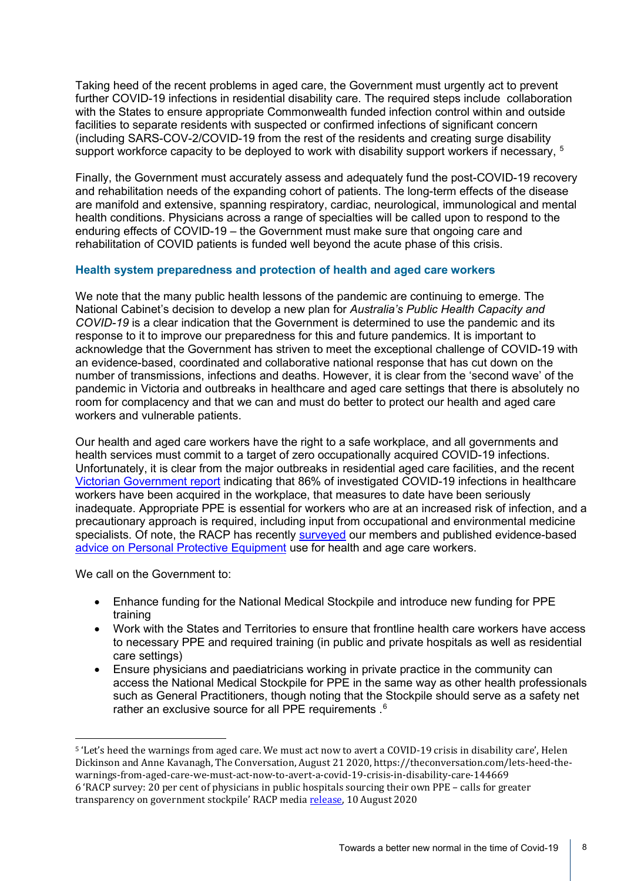Taking heed of the recent problems in aged care, the Government must urgently act to prevent further COVID-19 infections in residential disability care. The required steps include collaboration with the States to ensure appropriate Commonwealth funded infection control within and outside facilities to separate residents with suspected or confirmed infections of significant concern (including SARS-COV-2/COVID-19 from the rest of the residents and creating surge disability support workforce capacity to be deployed to work with disability support workers if necessary, [5]

Finally, the Government must accurately assess and adequately fund the post-COVID-19 recovery and rehabilitation needs of the expanding cohort of patients. The long-term effects of the disease are manifold and extensive, spanning respiratory, cardiac, neurological, immunological and mental health conditions. Physicians across a range of specialties will be called upon to respond to the enduring effects of COVID-19 – the Government must make sure that ongoing care and rehabilitation of COVID patients is funded well beyond the acute phase of this crisis.

### Health system preparedness and protection of health and aged care workers

We note that the many public health lessons of the pandemic are continuing to emerge. The National Cabinet's decision to develop a new plan for *Australia's Public Health Capacity and COVID-19* is a clear indication that the Government is determined to use the pandemic and its response to it to improve our preparedness for this and future pandemics. It is important to acknowledge that the Government has striven to meet the exceptional challenge of COVID-19 with an evidence-based, coordinated and collaborative national response that has cut down on the number of transmissions, infections and deaths. However, it is clear from the 'second wave' of the pandemic in Victoria and outbreaks in healthcare and aged care settings that there is absolutely no room for complacency and that we can and must do better to protect our health and aged care workers and vulnerable patients.

Our health and aged care workers have the right to a safe workplace, and all governments and health services must commit to a target of zero occupationally acquired COVID-19 infections. Unfortunately, it is clear from the major outbreaks in residential aged care facilities, and the recent Victorian Government report indicating that 86% of investigated COVID-19 infections in healthcare workers have been acquired in the workplace, that measures to date have been seriously inadequate. Appropriate PPE is essential for workers who are at an increased risk of infection, and a precautionary approach is required, including input from occupational and environmental medicine specialists. Of note, the RACP has recently surveyed our members and published evidence-based advice on Personal Protective Equipment use for health and age care workers.

We call on the Government to:

- Enhance funding for the National Medical Stockpile and introduce new funding for PPE training
- Work with the States and Territories to ensure that frontline health care workers have access to necessary PPE and required training (in public and private hospitals as well as residential care settings)
- Ensure physicians and paediatricians working in private practice in the community can access the National Medical Stockpile for PPE in the same way as other health professionals such as General Practitioners, though noting that the Stockpile should serve as a safety net rather an exclusive source for all PPE requirements .[6]

---

[5] 'Let's heed the warnings from aged care. We must act now to avert a COVID-19 crisis in disability care', Helen Dickinson and Anne Kavanagh, The Conversation, August 21 2020, https://theconversation.com/lets-heed-the-warnings-from-aged-care-we-must-act-now-to-avert-a-covid-19-crisis-in-disability-care-144669

[6] 'RACP survey: 20 per cent of physicians in public hospitals sourcing their own PPE – calls for greater transparency on government stockpile' RACP media release, 10 August 2020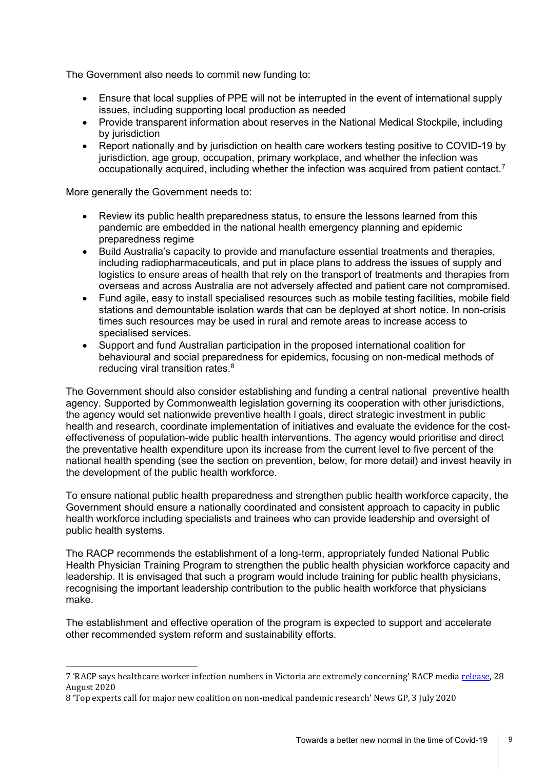The Government also needs to commit new funding to:

- Ensure that local supplies of PPE will not be interrupted in the event of international supply issues, including supporting local production as needed
- Provide transparent information about reserves in the National Medical Stockpile, including by jurisdiction
- Report nationally and by jurisdiction on health care workers testing positive to COVID-19 by jurisdiction, age group, occupation, primary workplace, and whether the infection was occupationally acquired, including whether the infection was acquired from patient contact.[7]

More generally the Government needs to:

- Review its public health preparedness status, to ensure the lessons learned from this pandemic are embedded in the national health emergency planning and epidemic preparedness regime
- Build Australia's capacity to provide and manufacture essential treatments and therapies, including radiopharmaceuticals, and put in place plans to address the issues of supply and logistics to ensure areas of health that rely on the transport of treatments and therapies from overseas and across Australia are not adversely affected and patient care not compromised.
- Fund agile, easy to install specialised resources such as mobile testing facilities, mobile field stations and demountable isolation wards that can be deployed at short notice. In non-crisis times such resources may be used in rural and remote areas to increase access to specialised services.
- Support and fund Australian participation in the proposed international coalition for behavioural and social preparedness for epidemics, focusing on non-medical methods of reducing viral transition rates.[8]

The Government should also consider establishing and funding a central national preventive health agency. Supported by Commonwealth legislation governing its cooperation with other jurisdictions, the agency would set nationwide preventive health l goals, direct strategic investment in public health and research, coordinate implementation of initiatives and evaluate the evidence for the cost-effectiveness of population-wide public health interventions. The agency would prioritise and direct the preventative health expenditure upon its increase from the current level to five percent of the national health spending (see the section on prevention, below, for more detail) and invest heavily in the development of the public health workforce.

To ensure national public health preparedness and strengthen public health workforce capacity, the Government should ensure a nationally coordinated and consistent approach to capacity in public health workforce including specialists and trainees who can provide leadership and oversight of public health systems.

The RACP recommends the establishment of a long-term, appropriately funded National Public Health Physician Training Program to strengthen the public health physician workforce capacity and leadership. It is envisaged that such a program would include training for public health physicians, recognising the important leadership contribution to the public health workforce that physicians make.

The establishment and effective operation of the program is expected to support and accelerate other recommended system reform and sustainability efforts.

---

7 'RACP says healthcare worker infection numbers in Victoria are extremely concerning' RACP media release, 28 August 2020

8 'Top experts call for major new coalition on non-medical pandemic research' News GP, 3 July 2020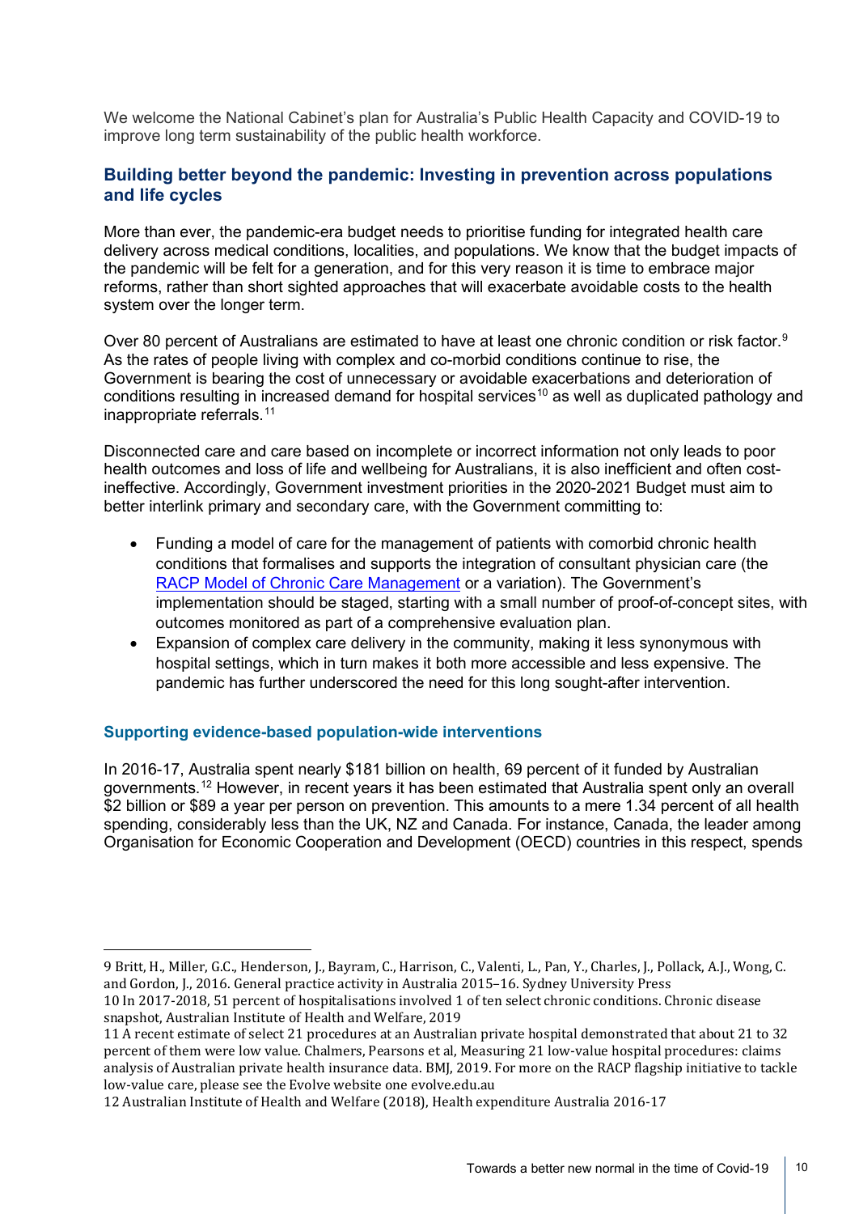We welcome the National Cabinet's plan for Australia's Public Health Capacity and COVID-19 to improve long term sustainability of the public health workforce.

## Building better beyond the pandemic: Investing in prevention across populations and life cycles

More than ever, the pandemic-era budget needs to prioritise funding for integrated health care delivery across medical conditions, localities, and populations. We know that the budget impacts of the pandemic will be felt for a generation, and for this very reason it is time to embrace major reforms, rather than short sighted approaches that will exacerbate avoidable costs to the health system over the longer term.

Over 80 percent of Australians are estimated to have at least one chronic condition or risk factor.[9] As the rates of people living with complex and co-morbid conditions continue to rise, the Government is bearing the cost of unnecessary or avoidable exacerbations and deterioration of conditions resulting in increased demand for hospital services[10] as well as duplicated pathology and inappropriate referrals.[11]

Disconnected care and care based on incomplete or incorrect information not only leads to poor health outcomes and loss of life and wellbeing for Australians, it is also inefficient and often cost-ineffective. Accordingly, Government investment priorities in the 2020-2021 Budget must aim to better interlink primary and secondary care, with the Government committing to:

- Funding a model of care for the management of patients with comorbid chronic health conditions that formalises and supports the integration of consultant physician care (the RACP Model of Chronic Care Management or a variation). The Government's implementation should be staged, starting with a small number of proof-of-concept sites, with outcomes monitored as part of a comprehensive evaluation plan.
- Expansion of complex care delivery in the community, making it less synonymous with hospital settings, which in turn makes it both more accessible and less expensive. The pandemic has further underscored the need for this long sought-after intervention.

### Supporting evidence-based population-wide interventions

In 2016-17, Australia spent nearly $181 billion on health, 69 percent of it funded by Australian governments.[12] However, in recent years it has been estimated that Australia spent only an overall $2 billion or $89 a year per person on prevention. This amounts to a mere 1.34 percent of all health spending, considerably less than the UK, NZ and Canada. For instance, Canada, the leader among Organisation for Economic Cooperation and Development (OECD) countries in this respect, spends

---

9 Britt, H., Miller, G.C., Henderson, J., Bayram, C., Harrison, C., Valenti, L., Pan, Y., Charles, J., Pollack, A.J., Wong, C. and Gordon, J., 2016. General practice activity in Australia 2015–16. Sydney University Press

10 In 2017-2018, 51 percent of hospitalisations involved 1 of ten select chronic conditions. Chronic disease snapshot, Australian Institute of Health and Welfare, 2019

11 A recent estimate of select 21 procedures at an Australian private hospital demonstrated that about 21 to 32 percent of them were low value. Chalmers, Pearsons et al, Measuring 21 low-value hospital procedures: claims analysis of Australian private health insurance data. BMJ, 2019. For more on the RACP flagship initiative to tackle low-value care, please see the Evolve website one evolve.edu.au

12 Australian Institute of Health and Welfare (2018), Health expenditure Australia 2016-17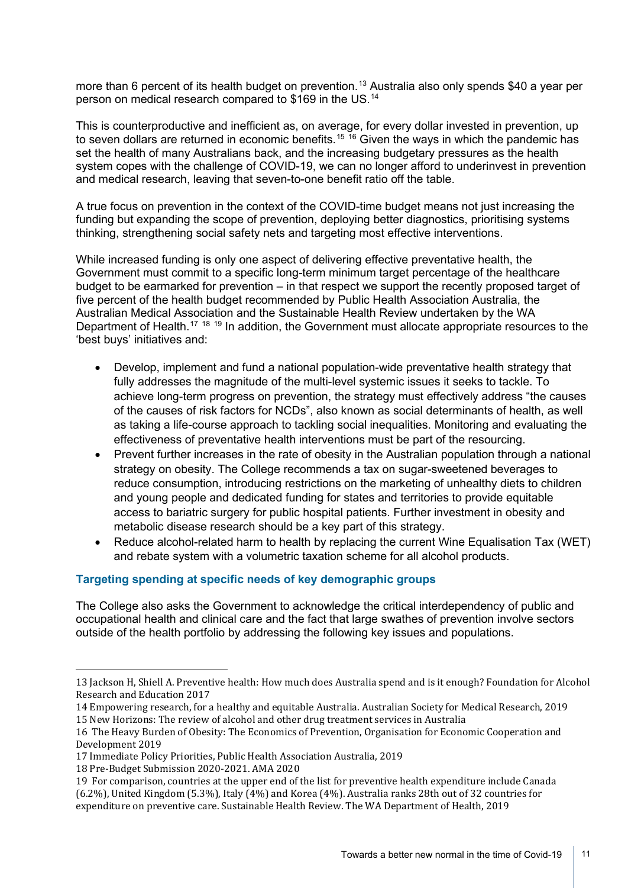more than 6 percent of its health budget on prevention.[13] Australia also only spends $40 a year per person on medical research compared to $169 in the US.[14]

This is counterproductive and inefficient as, on average, for every dollar invested in prevention, up to seven dollars are returned in economic benefits.[15] [16] Given the ways in which the pandemic has set the health of many Australians back, and the increasing budgetary pressures as the health system copes with the challenge of COVID-19, we can no longer afford to underinvest in prevention and medical research, leaving that seven-to-one benefit ratio off the table.

A true focus on prevention in the context of the COVID-time budget means not just increasing the funding but expanding the scope of prevention, deploying better diagnostics, prioritising systems thinking, strengthening social safety nets and targeting most effective interventions.

While increased funding is only one aspect of delivering effective preventative health, the Government must commit to a specific long-term minimum target percentage of the healthcare budget to be earmarked for prevention – in that respect we support the recently proposed target of five percent of the health budget recommended by Public Health Association Australia, the Australian Medical Association and the Sustainable Health Review undertaken by the WA Department of Health.[17] [18] [19] In addition, the Government must allocate appropriate resources to the 'best buys' initiatives and:

- Develop, implement and fund a national population-wide preventative health strategy that fully addresses the magnitude of the multi-level systemic issues it seeks to tackle. To achieve long-term progress on prevention, the strategy must effectively address "the causes of the causes of risk factors for NCDs", also known as social determinants of health, as well as taking a life-course approach to tackling social inequalities. Monitoring and evaluating the effectiveness of preventative health interventions must be part of the resourcing.
- Prevent further increases in the rate of obesity in the Australian population through a national strategy on obesity. The College recommends a tax on sugar-sweetened beverages to reduce consumption, introducing restrictions on the marketing of unhealthy diets to children and young people and dedicated funding for states and territories to provide equitable access to bariatric surgery for public hospital patients. Further investment in obesity and metabolic disease research should be a key part of this strategy.
- Reduce alcohol-related harm to health by replacing the current Wine Equalisation Tax (WET) and rebate system with a volumetric taxation scheme for all alcohol products.

### Targeting spending at specific needs of key demographic groups

The College also asks the Government to acknowledge the critical interdependency of public and occupational health and clinical care and the fact that large swathes of prevention involve sectors outside of the health portfolio by addressing the following key issues and populations.

---

13 Jackson H, Shiell A. Preventive health: How much does Australia spend and is it enough? Foundation for Alcohol Research and Education 2017

14 Empowering research, for a healthy and equitable Australia. Australian Society for Medical Research, 2019

15 New Horizons: The review of alcohol and other drug treatment services in Australia

16 The Heavy Burden of Obesity: The Economics of Prevention, Organisation for Economic Cooperation and Development 2019

17 Immediate Policy Priorities, Public Health Association Australia, 2019

18 Pre-Budget Submission 2020-2021. AMA 2020

19 For comparison, countries at the upper end of the list for preventive health expenditure include Canada (6.2%), United Kingdom (5.3%), Italy (4%) and Korea (4%). Australia ranks 28th out of 32 countries for expenditure on preventive care. Sustainable Health Review. The WA Department of Health, 2019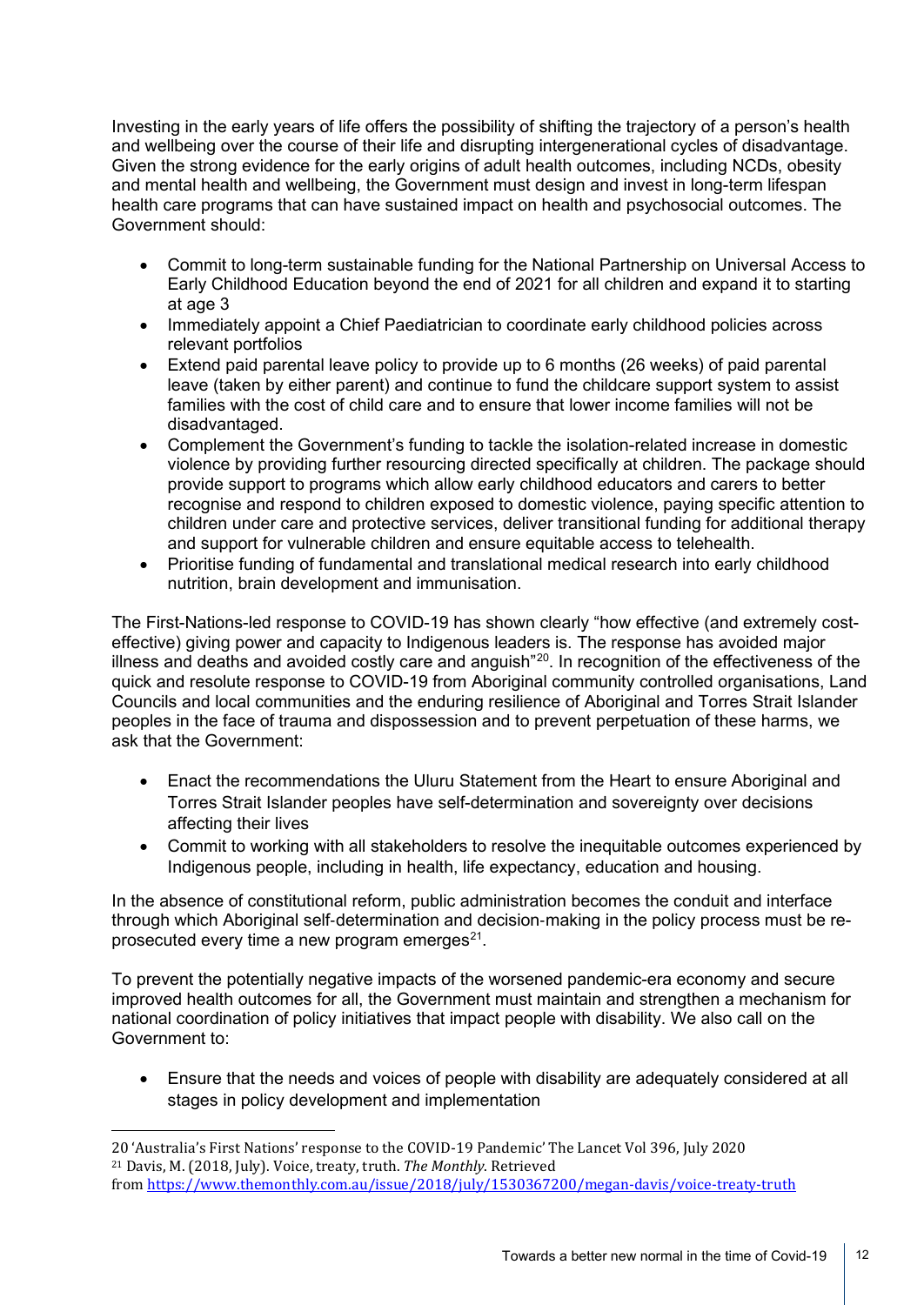Investing in the early years of life offers the possibility of shifting the trajectory of a person's health and wellbeing over the course of their life and disrupting intergenerational cycles of disadvantage. Given the strong evidence for the early origins of adult health outcomes, including NCDs, obesity and mental health and wellbeing, the Government must design and invest in long-term lifespan health care programs that can have sustained impact on health and psychosocial outcomes. The Government should:

- Commit to long-term sustainable funding for the National Partnership on Universal Access to Early Childhood Education beyond the end of 2021 for all children and expand it to starting at age 3
- Immediately appoint a Chief Paediatrician to coordinate early childhood policies across relevant portfolios
- Extend paid parental leave policy to provide up to 6 months (26 weeks) of paid parental leave (taken by either parent) and continue to fund the childcare support system to assist families with the cost of child care and to ensure that lower income families will not be disadvantaged.
- Complement the Government's funding to tackle the isolation-related increase in domestic violence by providing further resourcing directed specifically at children. The package should provide support to programs which allow early childhood educators and carers to better recognise and respond to children exposed to domestic violence, paying specific attention to children under care and protective services, deliver transitional funding for additional therapy and support for vulnerable children and ensure equitable access to telehealth.
- Prioritise funding of fundamental and translational medical research into early childhood nutrition, brain development and immunisation.

The First-Nations-led response to COVID-19 has shown clearly "how effective (and extremely cost-effective) giving power and capacity to Indigenous leaders is. The response has avoided major illness and deaths and avoided costly care and anguish"[20]. In recognition of the effectiveness of the quick and resolute response to COVID-19 from Aboriginal community controlled organisations, Land Councils and local communities and the enduring resilience of Aboriginal and Torres Strait Islander peoples in the face of trauma and dispossession and to prevent perpetuation of these harms, we ask that the Government:

- Enact the recommendations the Uluru Statement from the Heart to ensure Aboriginal and Torres Strait Islander peoples have self-determination and sovereignty over decisions affecting their lives
- Commit to working with all stakeholders to resolve the inequitable outcomes experienced by Indigenous people, including in health, life expectancy, education and housing.

In the absence of constitutional reform, public administration becomes the conduit and interface through which Aboriginal self-determination and decision-making in the policy process must be re-prosecuted every time a new program emerges[21].

To prevent the potentially negative impacts of the worsened pandemic-era economy and secure improved health outcomes for all, the Government must maintain and strengthen a mechanism for national coordination of policy initiatives that impact people with disability. We also call on the Government to:

- Ensure that the needs and voices of people with disability are adequately considered at all stages in policy development and implementation

---

20 'Australia's First Nations' response to the COVID-19 Pandemic' The Lancet Vol 396, July 2020

21 Davis, M. (2018, July). Voice, treaty, truth. *The Monthly*. Retrieved from https://www.themonthly.com.au/issue/2018/july/1530367200/megan-davis/voice-treaty-truth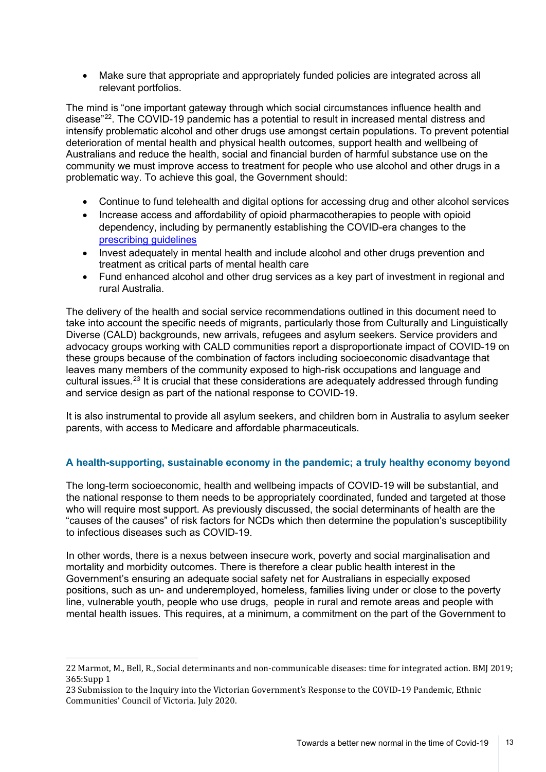- Make sure that appropriate and appropriately funded policies are integrated across all relevant portfolios.

The mind is "one important gateway through which social circumstances influence health and disease"[22]. The COVID-19 pandemic has a potential to result in increased mental distress and intensify problematic alcohol and other drugs use amongst certain populations. To prevent potential deterioration of mental health and physical health outcomes, support health and wellbeing of Australians and reduce the health, social and financial burden of harmful substance use on the community we must improve access to treatment for people who use alcohol and other drugs in a problematic way. To achieve this goal, the Government should:

- Continue to fund telehealth and digital options for accessing drug and other alcohol services
- Increase access and affordability of opioid pharmacotherapies to people with opioid dependency, including by permanently establishing the COVID-era changes to the prescribing guidelines
- Invest adequately in mental health and include alcohol and other drugs prevention and treatment as critical parts of mental health care
- Fund enhanced alcohol and other drug services as a key part of investment in regional and rural Australia.

The delivery of the health and social service recommendations outlined in this document need to take into account the specific needs of migrants, particularly those from Culturally and Linguistically Diverse (CALD) backgrounds, new arrivals, refugees and asylum seekers. Service providers and advocacy groups working with CALD communities report a disproportionate impact of COVID-19 on these groups because of the combination of factors including socioeconomic disadvantage that leaves many members of the community exposed to high-risk occupations and language and cultural issues.[23] It is crucial that these considerations are adequately addressed through funding and service design as part of the national response to COVID-19.

It is also instrumental to provide all asylum seekers, and children born in Australia to asylum seeker parents, with access to Medicare and affordable pharmaceuticals.

### A health-supporting, sustainable economy in the pandemic; a truly healthy economy beyond

The long-term socioeconomic, health and wellbeing impacts of COVID-19 will be substantial, and the national response to them needs to be appropriately coordinated, funded and targeted at those who will require most support. As previously discussed, the social determinants of health are the "causes of the causes" of risk factors for NCDs which then determine the population's susceptibility to infectious diseases such as COVID-19.

In other words, there is a nexus between insecure work, poverty and social marginalisation and mortality and morbidity outcomes. There is therefore a clear public health interest in the Government's ensuring an adequate social safety net for Australians in especially exposed positions, such as un- and underemployed, homeless, families living under or close to the poverty line, vulnerable youth, people who use drugs, people in rural and remote areas and people with mental health issues. This requires, at a minimum, a commitment on the part of the Government to

---

22 Marmot, M., Bell, R., Social determinants and non-communicable diseases: time for integrated action. BMJ 2019; 365:Supp 1

23 Submission to the Inquiry into the Victorian Government's Response to the COVID-19 Pandemic, Ethnic Communities' Council of Victoria. July 2020.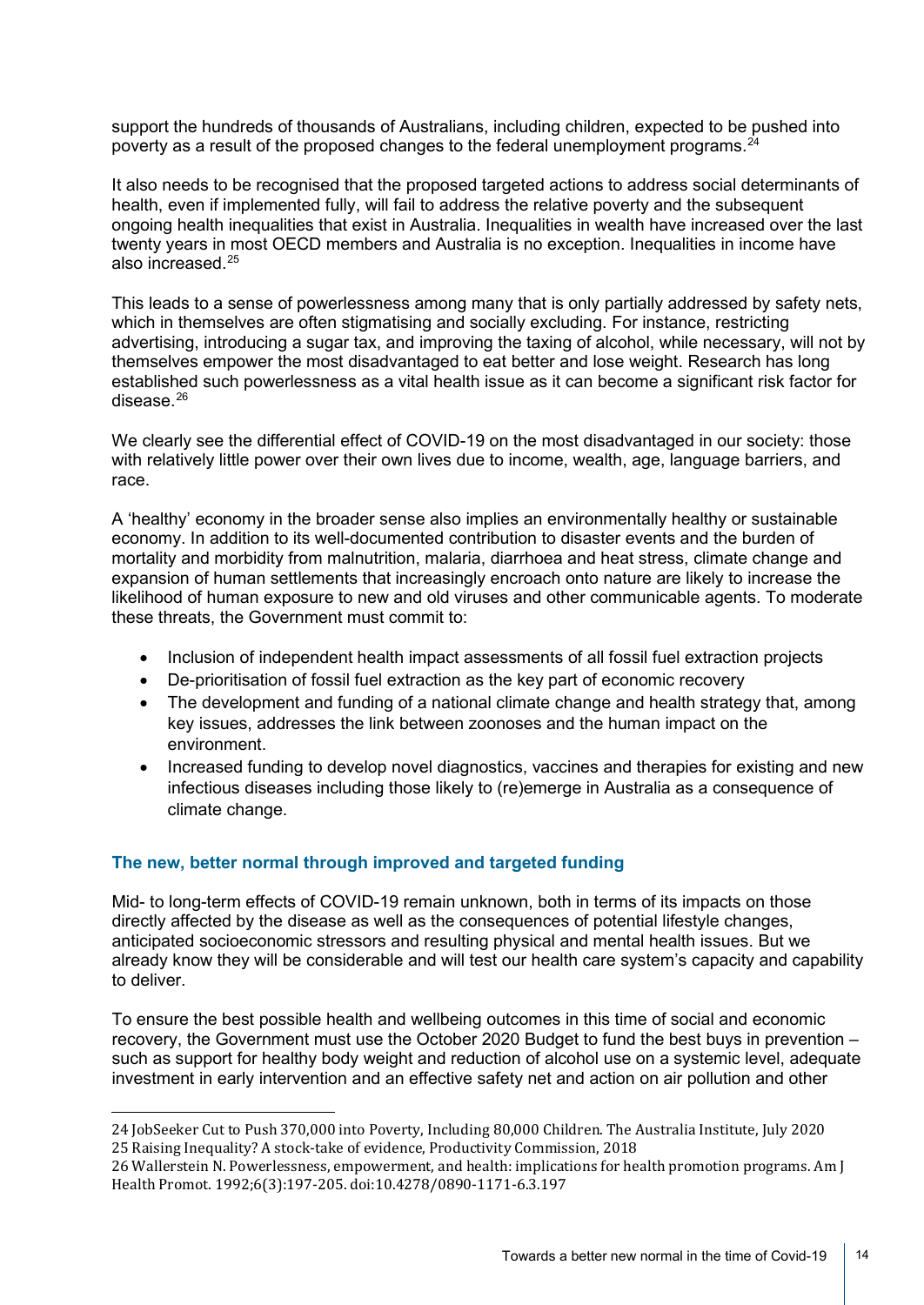support the hundreds of thousands of Australians, including children, expected to be pushed into poverty as a result of the proposed changes to the federal unemployment programs.[24]

It also needs to be recognised that the proposed targeted actions to address social determinants of health, even if implemented fully, will fail to address the relative poverty and the subsequent ongoing health inequalities that exist in Australia. Inequalities in wealth have increased over the last twenty years in most OECD members and Australia is no exception. Inequalities in income have also increased.[25]

This leads to a sense of powerlessness among many that is only partially addressed by safety nets, which in themselves are often stigmatising and socially excluding. For instance, restricting advertising, introducing a sugar tax, and improving the taxing of alcohol, while necessary, will not by themselves empower the most disadvantaged to eat better and lose weight. Research has long established such powerlessness as a vital health issue as it can become a significant risk factor for disease.[26]

We clearly see the differential effect of COVID-19 on the most disadvantaged in our society: those with relatively little power over their own lives due to income, wealth, age, language barriers, and race.

A 'healthy' economy in the broader sense also implies an environmentally healthy or sustainable economy. In addition to its well-documented contribution to disaster events and the burden of mortality and morbidity from malnutrition, malaria, diarrhoea and heat stress, climate change and expansion of human settlements that increasingly encroach onto nature are likely to increase the likelihood of human exposure to new and old viruses and other communicable agents. To moderate these threats, the Government must commit to:

- Inclusion of independent health impact assessments of all fossil fuel extraction projects
- De-prioritisation of fossil fuel extraction as the key part of economic recovery
- The development and funding of a national climate change and health strategy that, among key issues, addresses the link between zoonoses and the human impact on the environment.
- Increased funding to develop novel diagnostics, vaccines and therapies for existing and new infectious diseases including those likely to (re)emerge in Australia as a consequence of climate change.

### The new, better normal through improved and targeted funding

Mid- to long-term effects of COVID-19 remain unknown, both in terms of its impacts on those directly affected by the disease as well as the consequences of potential lifestyle changes, anticipated socioeconomic stressors and resulting physical and mental health issues. But we already know they will be considerable and will test our health care system's capacity and capability to deliver.

To ensure the best possible health and wellbeing outcomes in this time of social and economic recovery, the Government must use the October 2020 Budget to fund the best buys in prevention – such as support for healthy body weight and reduction of alcohol use on a systemic level, adequate investment in early intervention and an effective safety net and action on air pollution and other

---

24 JobSeeker Cut to Push 370,000 into Poverty, Including 80,000 Children. The Australia Institute, July 2020

25 Raising Inequality? A stock-take of evidence, Productivity Commission, 2018

26 Wallerstein N. Powerlessness, empowerment, and health: implications for health promotion programs. Am J Health Promot. 1992;6(3):197-205. doi:10.4278/0890-1171-6.3.197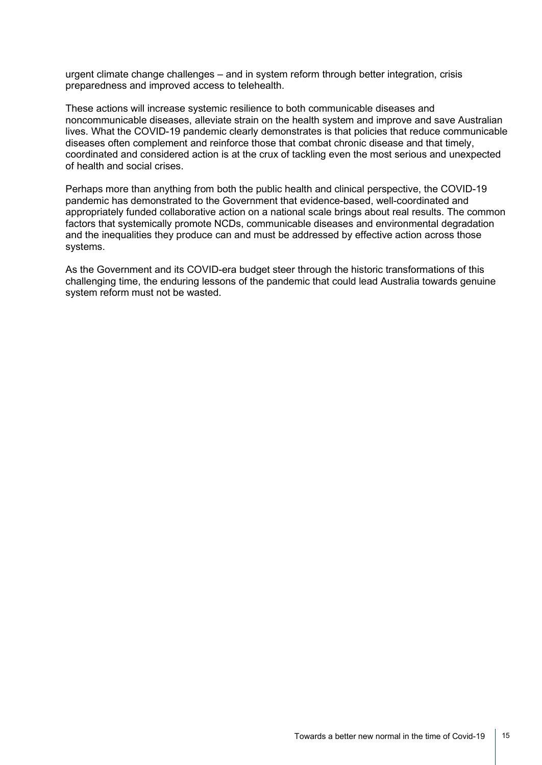urgent climate change challenges – and in system reform through better integration, crisis preparedness and improved access to telehealth.

These actions will increase systemic resilience to both communicable diseases and noncommunicable diseases, alleviate strain on the health system and improve and save Australian lives. What the COVID-19 pandemic clearly demonstrates is that policies that reduce communicable diseases often complement and reinforce those that combat chronic disease and that timely, coordinated and considered action is at the crux of tackling even the most serious and unexpected of health and social crises.

Perhaps more than anything from both the public health and clinical perspective, the COVID-19 pandemic has demonstrated to the Government that evidence-based, well-coordinated and appropriately funded collaborative action on a national scale brings about real results. The common factors that systemically promote NCDs, communicable diseases and environmental degradation and the inequalities they produce can and must be addressed by effective action across those systems.

As the Government and its COVID-era budget steer through the historic transformations of this challenging time, the enduring lessons of the pandemic that could lead Australia towards genuine system reform must not be wasted.